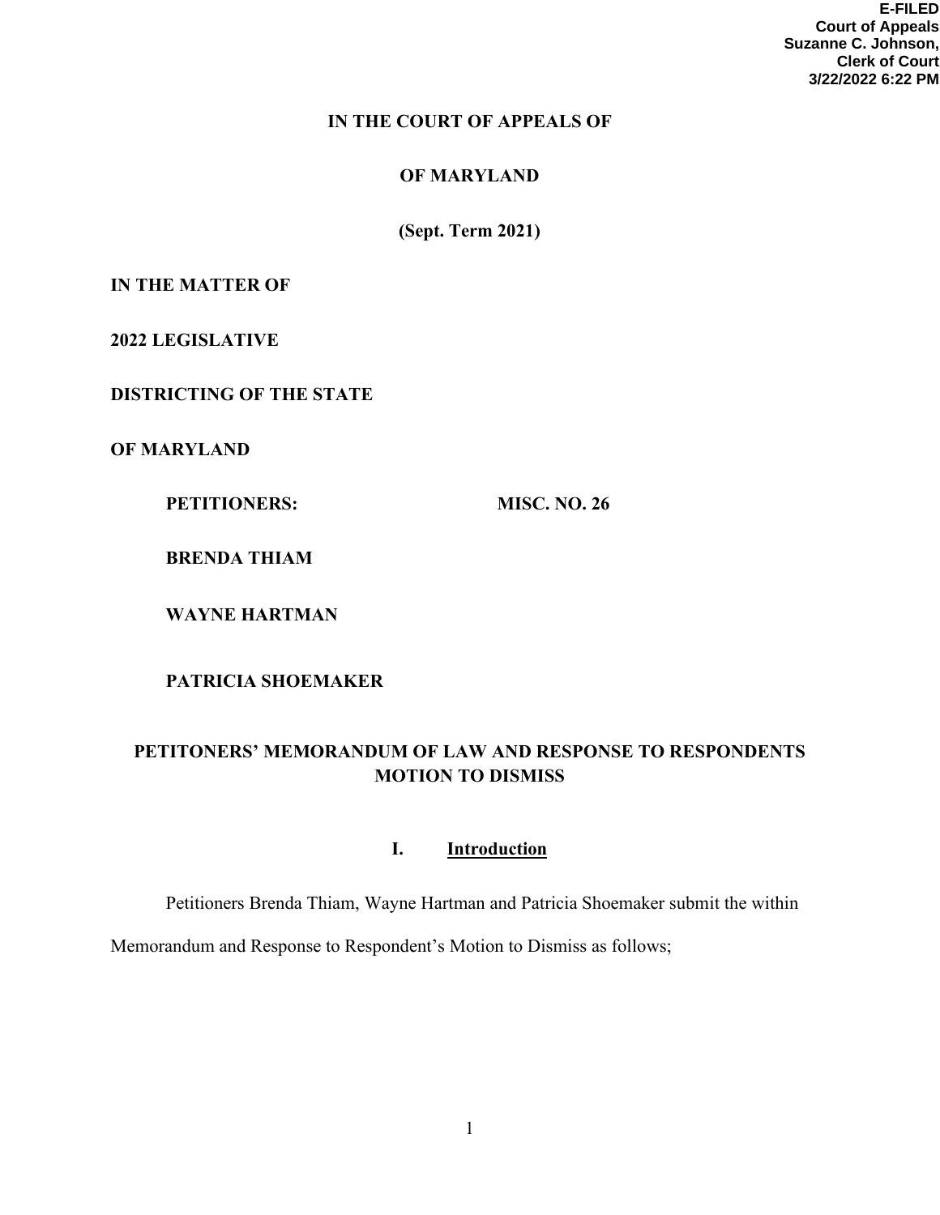**E-FILED**
**Court of Appeals**
**Suzanne C. Johnson,**
**Clerk of Court**
**3/22/2022 6:22 PM**

**IN THE COURT OF APPEALS OF**

**OF MARYLAND**

**(Sept. Term 2021)**

**IN THE MATTER OF**

**2022 LEGISLATIVE**

**DISTRICTING OF THE STATE**

**OF MARYLAND**

**PETITIONERS:** **MISC. NO. 26**

**BRENDA THIAM**

**WAYNE HARTMAN**

**PATRICIA SHOEMAKER**

**PETITONERS' MEMORANDUM OF LAW AND RESPONSE TO RESPONDENTS MOTION TO DISMISS**

## I. Introduction

Petitioners Brenda Thiam, Wayne Hartman and Patricia Shoemaker submit the within Memorandum and Response to Respondent's Motion to Dismiss as follows;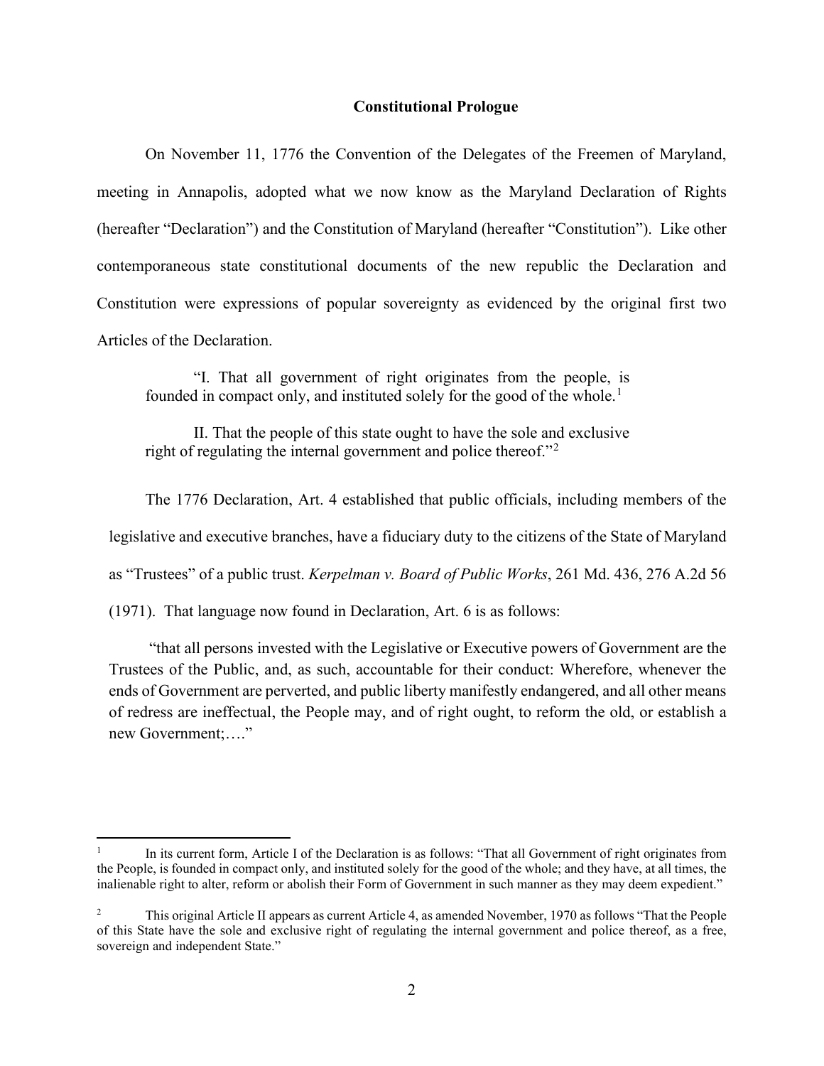## Constitutional Prologue

On November 11, 1776 the Convention of the Delegates of the Freemen of Maryland, meeting in Annapolis, adopted what we now know as the Maryland Declaration of Rights (hereafter "Declaration") and the Constitution of Maryland (hereafter "Constitution"). Like other contemporaneous state constitutional documents of the new republic the Declaration and Constitution were expressions of popular sovereignty as evidenced by the original first two Articles of the Declaration.

> "I. That all government of right originates from the people, is founded in compact only, and instituted solely for the good of the whole.[1]
>
> II. That the people of this state ought to have the sole and exclusive right of regulating the internal government and police thereof."[2]

The 1776 Declaration, Art. 4 established that public officials, including members of the legislative and executive branches, have a fiduciary duty to the citizens of the State of Maryland as "Trustees" of a public trust. *Kerpelman v. Board of Public Works*, 261 Md. 436, 276 A.2d 56 (1971). That language now found in Declaration, Art. 6 is as follows:

> "that all persons invested with the Legislative or Executive powers of Government are the Trustees of the Public, and, as such, accountable for their conduct: Wherefore, whenever the ends of Government are perverted, and public liberty manifestly endangered, and all other means of redress are ineffectual, the People may, and of right ought, to reform the old, or establish a new Government;…."

---

[1] In its current form, Article I of the Declaration is as follows: "That all Government of right originates from the People, is founded in compact only, and instituted solely for the good of the whole; and they have, at all times, the inalienable right to alter, reform or abolish their Form of Government in such manner as they may deem expedient."

[2] This original Article II appears as current Article 4, as amended November, 1970 as follows "That the People of this State have the sole and exclusive right of regulating the internal government and police thereof, as a free, sovereign and independent State."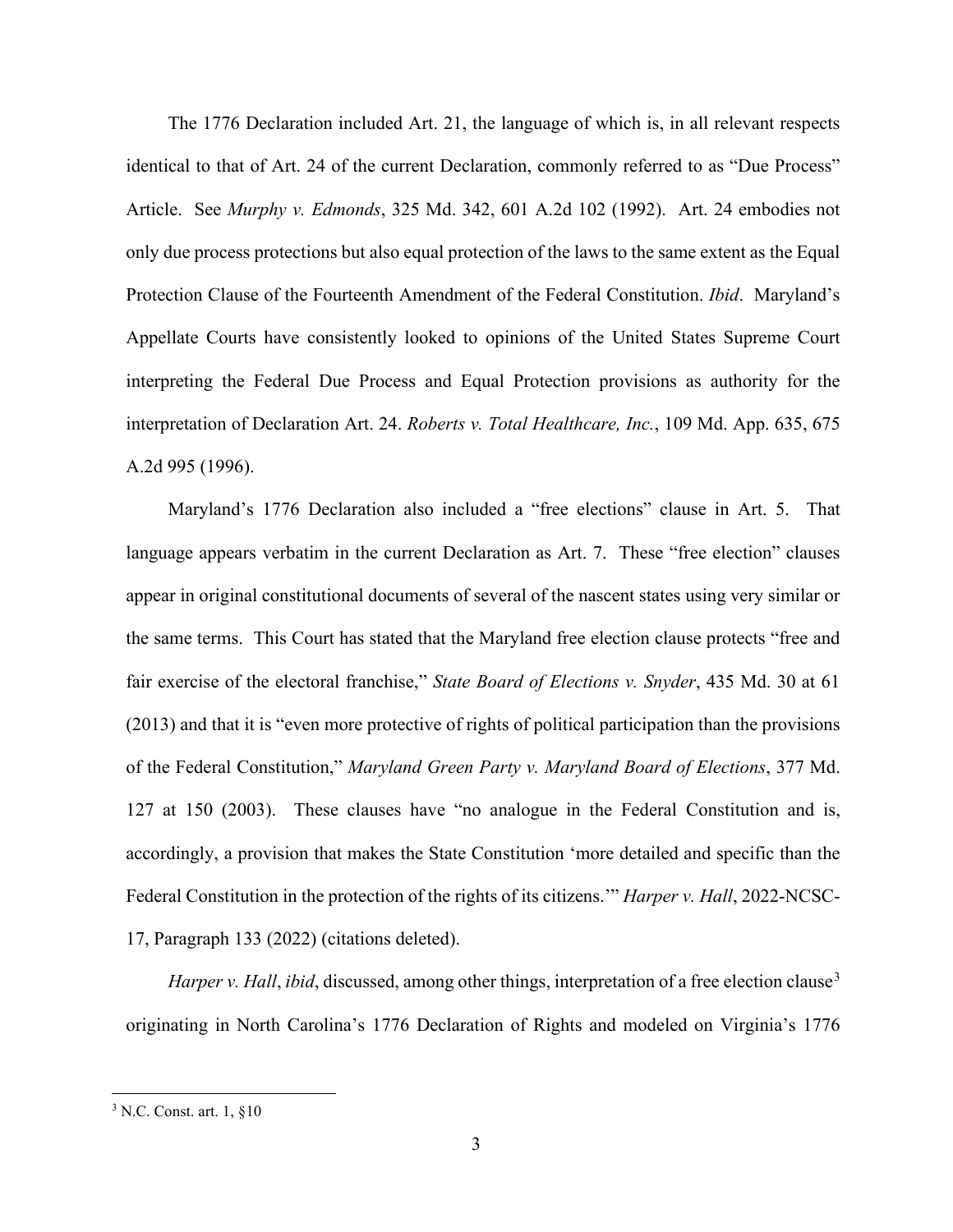The 1776 Declaration included Art. 21, the language of which is, in all relevant respects identical to that of Art. 24 of the current Declaration, commonly referred to as "Due Process" Article. See *Murphy v. Edmonds*, 325 Md. 342, 601 A.2d 102 (1992). Art. 24 embodies not only due process protections but also equal protection of the laws to the same extent as the Equal Protection Clause of the Fourteenth Amendment of the Federal Constitution. *Ibid*. Maryland's Appellate Courts have consistently looked to opinions of the United States Supreme Court interpreting the Federal Due Process and Equal Protection provisions as authority for the interpretation of Declaration Art. 24. *Roberts v. Total Healthcare, Inc.*, 109 Md. App. 635, 675 A.2d 995 (1996).

Maryland's 1776 Declaration also included a "free elections" clause in Art. 5. That language appears verbatim in the current Declaration as Art. 7. These "free election" clauses appear in original constitutional documents of several of the nascent states using very similar or the same terms. This Court has stated that the Maryland free election clause protects "free and fair exercise of the electoral franchise," *State Board of Elections v. Snyder*, 435 Md. 30 at 61 (2013) and that it is "even more protective of rights of political participation than the provisions of the Federal Constitution," *Maryland Green Party v. Maryland Board of Elections*, 377 Md. 127 at 150 (2003). These clauses have "no analogue in the Federal Constitution and is, accordingly, a provision that makes the State Constitution 'more detailed and specific than the Federal Constitution in the protection of the rights of its citizens.'" *Harper v. Hall*, 2022-NCSC-17, Paragraph 133 (2022) (citations deleted).

*Harper v. Hall*, *ibid*, discussed, among other things, interpretation of a free election clause[3] originating in North Carolina's 1776 Declaration of Rights and modeled on Virginia's 1776

[3] N.C. Const. art. 1, §10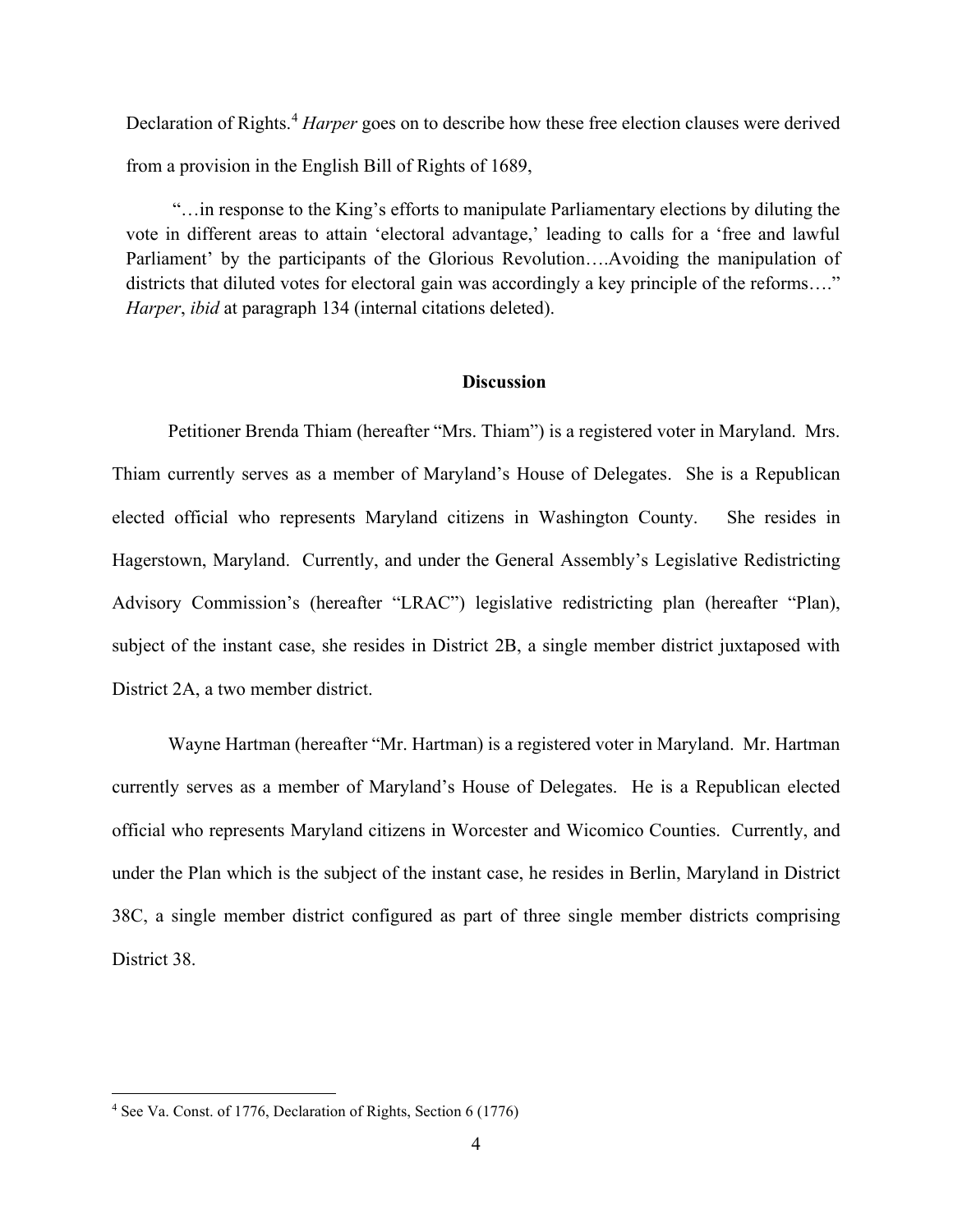Declaration of Rights.[4] *Harper* goes on to describe how these free election clauses were derived from a provision in the English Bill of Rights of 1689,

> "…in response to the King's efforts to manipulate Parliamentary elections by diluting the vote in different areas to attain 'electoral advantage,' leading to calls for a 'free and lawful Parliament' by the participants of the Glorious Revolution….Avoiding the manipulation of districts that diluted votes for electoral gain was accordingly a key principle of the reforms…." *Harper*, *ibid* at paragraph 134 (internal citations deleted).

**Discussion**

Petitioner Brenda Thiam (hereafter "Mrs. Thiam") is a registered voter in Maryland. Mrs. Thiam currently serves as a member of Maryland's House of Delegates. She is a Republican elected official who represents Maryland citizens in Washington County. She resides in Hagerstown, Maryland. Currently, and under the General Assembly's Legislative Redistricting Advisory Commission's (hereafter "LRAC") legislative redistricting plan (hereafter "Plan), subject of the instant case, she resides in District 2B, a single member district juxtaposed with District 2A, a two member district.

Wayne Hartman (hereafter "Mr. Hartman) is a registered voter in Maryland. Mr. Hartman currently serves as a member of Maryland's House of Delegates. He is a Republican elected official who represents Maryland citizens in Worcester and Wicomico Counties. Currently, and under the Plan which is the subject of the instant case, he resides in Berlin, Maryland in District 38C, a single member district configured as part of three single member districts comprising District 38.

---

[4] See Va. Const. of 1776, Declaration of Rights, Section 6 (1776)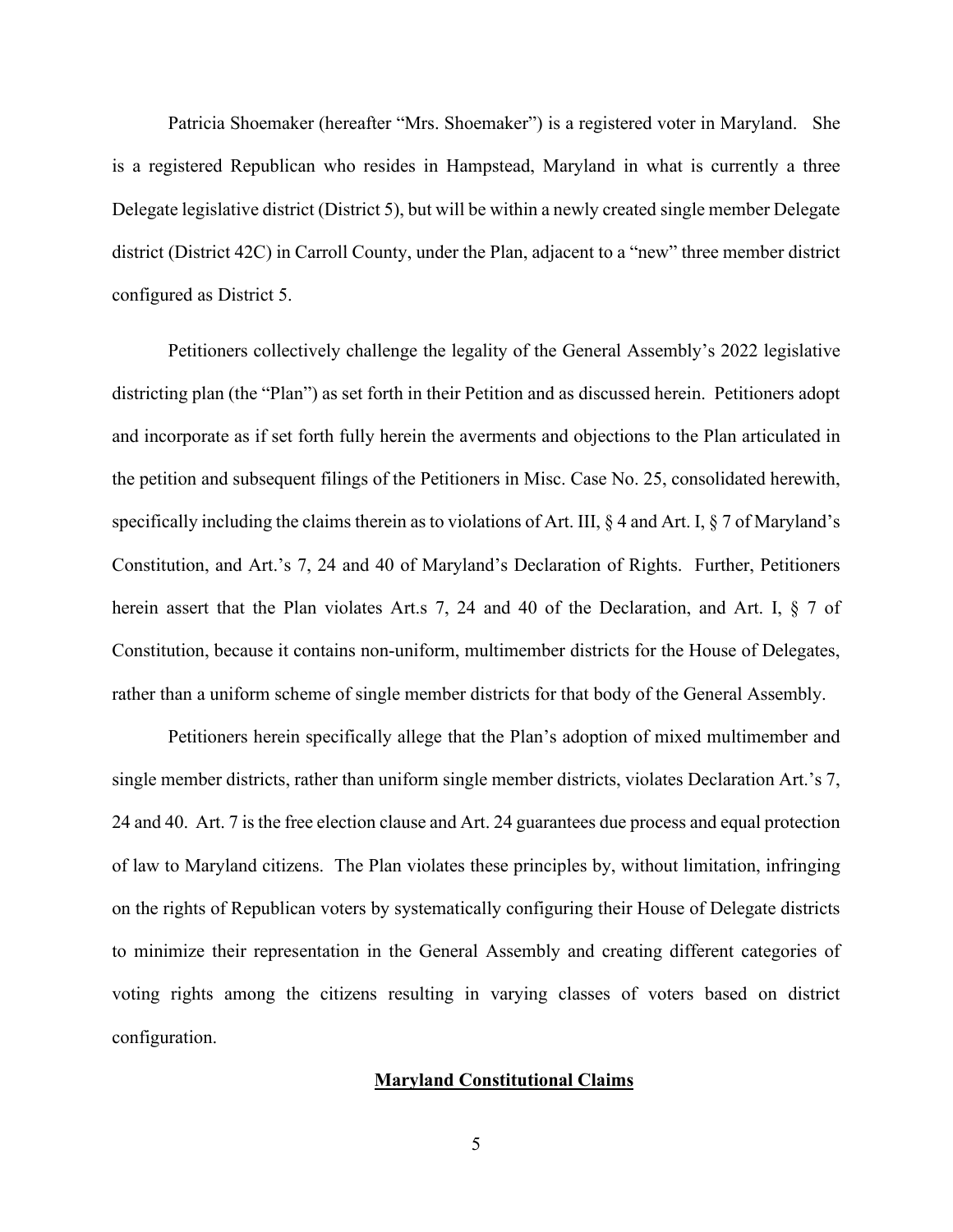Patricia Shoemaker (hereafter "Mrs. Shoemaker") is a registered voter in Maryland. She is a registered Republican who resides in Hampstead, Maryland in what is currently a three Delegate legislative district (District 5), but will be within a newly created single member Delegate district (District 42C) in Carroll County, under the Plan, adjacent to a "new" three member district configured as District 5.

Petitioners collectively challenge the legality of the General Assembly's 2022 legislative districting plan (the "Plan") as set forth in their Petition and as discussed herein. Petitioners adopt and incorporate as if set forth fully herein the averments and objections to the Plan articulated in the petition and subsequent filings of the Petitioners in Misc. Case No. 25, consolidated herewith, specifically including the claims therein as to violations of Art. III, § 4 and Art. I, § 7 of Maryland's Constitution, and Art.'s 7, 24 and 40 of Maryland's Declaration of Rights. Further, Petitioners herein assert that the Plan violates Art.s 7, 24 and 40 of the Declaration, and Art. I, § 7 of Constitution, because it contains non-uniform, multimember districts for the House of Delegates, rather than a uniform scheme of single member districts for that body of the General Assembly.

Petitioners herein specifically allege that the Plan's adoption of mixed multimember and single member districts, rather than uniform single member districts, violates Declaration Art.'s 7, 24 and 40. Art. 7 is the free election clause and Art. 24 guarantees due process and equal protection of law to Maryland citizens. The Plan violates these principles by, without limitation, infringing on the rights of Republican voters by systematically configuring their House of Delegate districts to minimize their representation in the General Assembly and creating different categories of voting rights among the citizens resulting in varying classes of voters based on district configuration.

## Maryland Constitutional Claims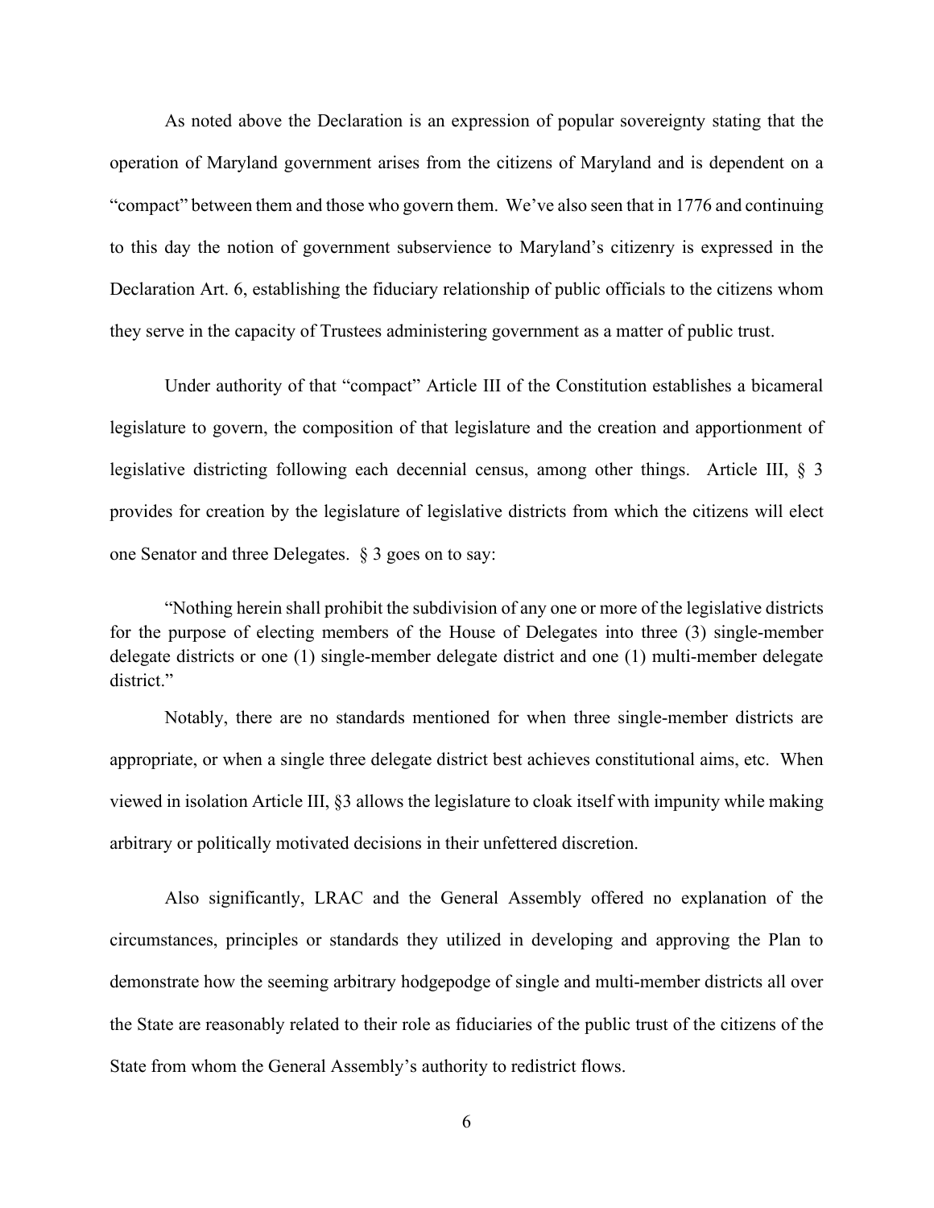As noted above the Declaration is an expression of popular sovereignty stating that the operation of Maryland government arises from the citizens of Maryland and is dependent on a "compact" between them and those who govern them. We've also seen that in 1776 and continuing to this day the notion of government subservience to Maryland's citizenry is expressed in the Declaration Art. 6, establishing the fiduciary relationship of public officials to the citizens whom they serve in the capacity of Trustees administering government as a matter of public trust.

Under authority of that "compact" Article III of the Constitution establishes a bicameral legislature to govern, the composition of that legislature and the creation and apportionment of legislative districting following each decennial census, among other things. Article III, § 3 provides for creation by the legislature of legislative districts from which the citizens will elect one Senator and three Delegates. § 3 goes on to say:

> "Nothing herein shall prohibit the subdivision of any one or more of the legislative districts for the purpose of electing members of the House of Delegates into three (3) single-member delegate districts or one (1) single-member delegate district and one (1) multi-member delegate district."

Notably, there are no standards mentioned for when three single-member districts are appropriate, or when a single three delegate district best achieves constitutional aims, etc. When viewed in isolation Article III, §3 allows the legislature to cloak itself with impunity while making arbitrary or politically motivated decisions in their unfettered discretion.

Also significantly, LRAC and the General Assembly offered no explanation of the circumstances, principles or standards they utilized in developing and approving the Plan to demonstrate how the seeming arbitrary hodgepodge of single and multi-member districts all over the State are reasonably related to their role as fiduciaries of the public trust of the citizens of the State from whom the General Assembly's authority to redistrict flows.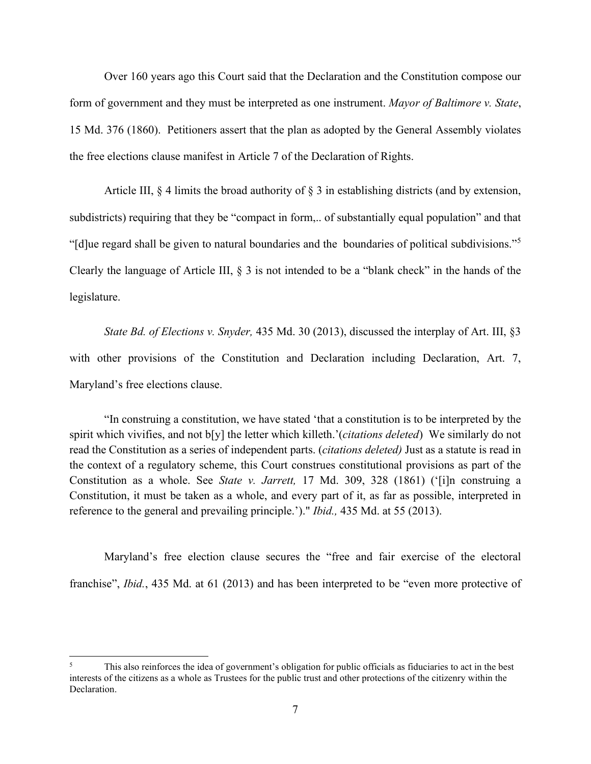Over 160 years ago this Court said that the Declaration and the Constitution compose our form of government and they must be interpreted as one instrument. *Mayor of Baltimore v. State*, 15 Md. 376 (1860). Petitioners assert that the plan as adopted by the General Assembly violates the free elections clause manifest in Article 7 of the Declaration of Rights.

Article III, § 4 limits the broad authority of § 3 in establishing districts (and by extension, subdistricts) requiring that they be "compact in form,.. of substantially equal population" and that "[d]ue regard shall be given to natural boundaries and the boundaries of political subdivisions."[5] Clearly the language of Article III, § 3 is not intended to be a "blank check" in the hands of the legislature.

*State Bd. of Elections v. Snyder,* 435 Md. 30 (2013), discussed the interplay of Art. III, §3 with other provisions of the Constitution and Declaration including Declaration, Art. 7, Maryland's free elections clause.

> "In construing a constitution, we have stated 'that a constitution is to be interpreted by the spirit which vivifies, and not b[y] the letter which killeth.'(*citations deleted*) We similarly do not read the Constitution as a series of independent parts. (*citations deleted)* Just as a statute is read in the context of a regulatory scheme, this Court construes constitutional provisions as part of the Constitution as a whole. See *State v. Jarrett,* 17 Md. 309, 328 (1861) ('[i]n construing a Constitution, it must be taken as a whole, and every part of it, as far as possible, interpreted in reference to the general and prevailing principle.')." *Ibid.,* 435 Md. at 55 (2013).

Maryland's free election clause secures the "free and fair exercise of the electoral franchise", *Ibid.*, 435 Md. at 61 (2013) and has been interpreted to be "even more protective of

---

[5] This also reinforces the idea of government's obligation for public officials as fiduciaries to act in the best interests of the citizens as a whole as Trustees for the public trust and other protections of the citizenry within the Declaration.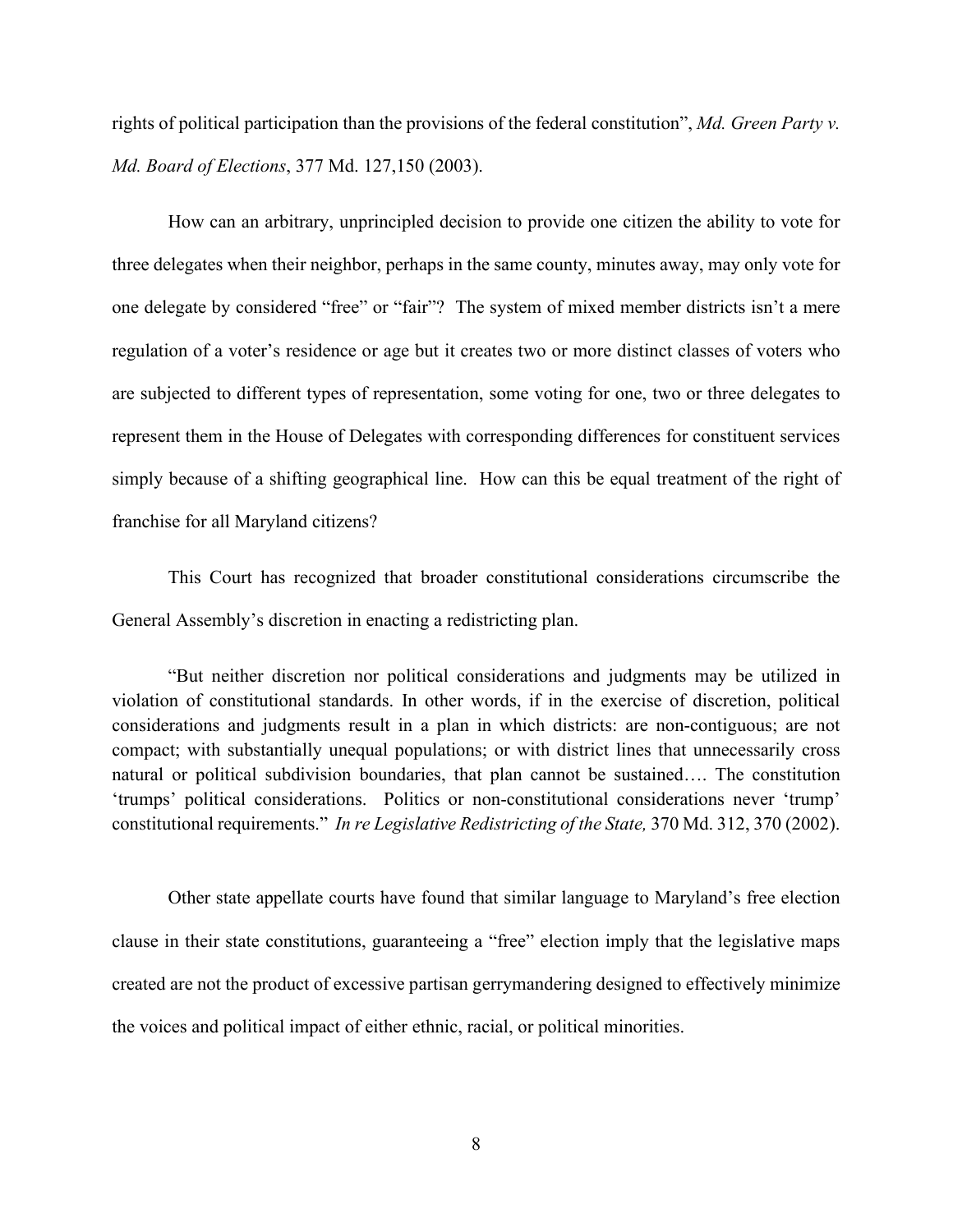rights of political participation than the provisions of the federal constitution", *Md. Green Party v. Md. Board of Elections*, 377 Md. 127,150 (2003).

How can an arbitrary, unprincipled decision to provide one citizen the ability to vote for three delegates when their neighbor, perhaps in the same county, minutes away, may only vote for one delegate by considered "free" or "fair"? The system of mixed member districts isn't a mere regulation of a voter's residence or age but it creates two or more distinct classes of voters who are subjected to different types of representation, some voting for one, two or three delegates to represent them in the House of Delegates with corresponding differences for constituent services simply because of a shifting geographical line. How can this be equal treatment of the right of franchise for all Maryland citizens?

This Court has recognized that broader constitutional considerations circumscribe the General Assembly's discretion in enacting a redistricting plan.

> "But neither discretion nor political considerations and judgments may be utilized in violation of constitutional standards. In other words, if in the exercise of discretion, political considerations and judgments result in a plan in which districts: are non-contiguous; are not compact; with substantially unequal populations; or with district lines that unnecessarily cross natural or political subdivision boundaries, that plan cannot be sustained…. The constitution 'trumps' political considerations. Politics or non-constitutional considerations never 'trump' constitutional requirements." *In re Legislative Redistricting of the State,* 370 Md. 312, 370 (2002).

Other state appellate courts have found that similar language to Maryland's free election clause in their state constitutions, guaranteeing a "free" election imply that the legislative maps created are not the product of excessive partisan gerrymandering designed to effectively minimize the voices and political impact of either ethnic, racial, or political minorities.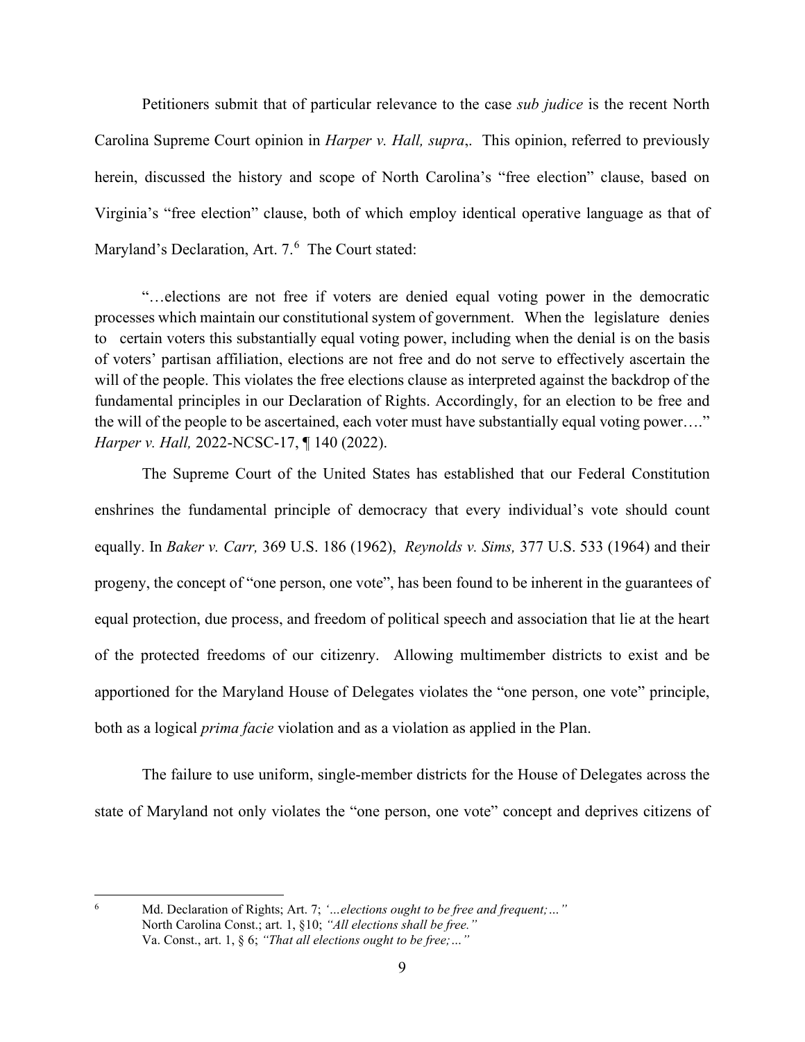Petitioners submit that of particular relevance to the case *sub judice* is the recent North Carolina Supreme Court opinion in *Harper v. Hall, supra*,. This opinion, referred to previously herein, discussed the history and scope of North Carolina's "free election" clause, based on Virginia's "free election" clause, both of which employ identical operative language as that of Maryland's Declaration, Art. 7.[6] The Court stated:

> "…elections are not free if voters are denied equal voting power in the democratic processes which maintain our constitutional system of government. When the legislature denies to certain voters this substantially equal voting power, including when the denial is on the basis of voters' partisan affiliation, elections are not free and do not serve to effectively ascertain the will of the people. This violates the free elections clause as interpreted against the backdrop of the fundamental principles in our Declaration of Rights. Accordingly, for an election to be free and the will of the people to be ascertained, each voter must have substantially equal voting power…." *Harper v. Hall,* 2022-NCSC-17, ¶ 140 (2022).

The Supreme Court of the United States has established that our Federal Constitution enshrines the fundamental principle of democracy that every individual's vote should count equally. In *Baker v. Carr,* 369 U.S. 186 (1962), *Reynolds v. Sims,* 377 U.S. 533 (1964) and their progeny, the concept of "one person, one vote", has been found to be inherent in the guarantees of equal protection, due process, and freedom of political speech and association that lie at the heart of the protected freedoms of our citizenry. Allowing multimember districts to exist and be apportioned for the Maryland House of Delegates violates the "one person, one vote" principle, both as a logical *prima facie* violation and as a violation as applied in the Plan.

The failure to use uniform, single-member districts for the House of Delegates across the state of Maryland not only violates the "one person, one vote" concept and deprives citizens of

---

[6] Md. Declaration of Rights; Art. 7; *'…elections ought to be free and frequent;…"*
North Carolina Const.; art. 1, §10; *"All elections shall be free."*
Va. Const., art. 1, § 6; *"That all elections ought to be free;…"*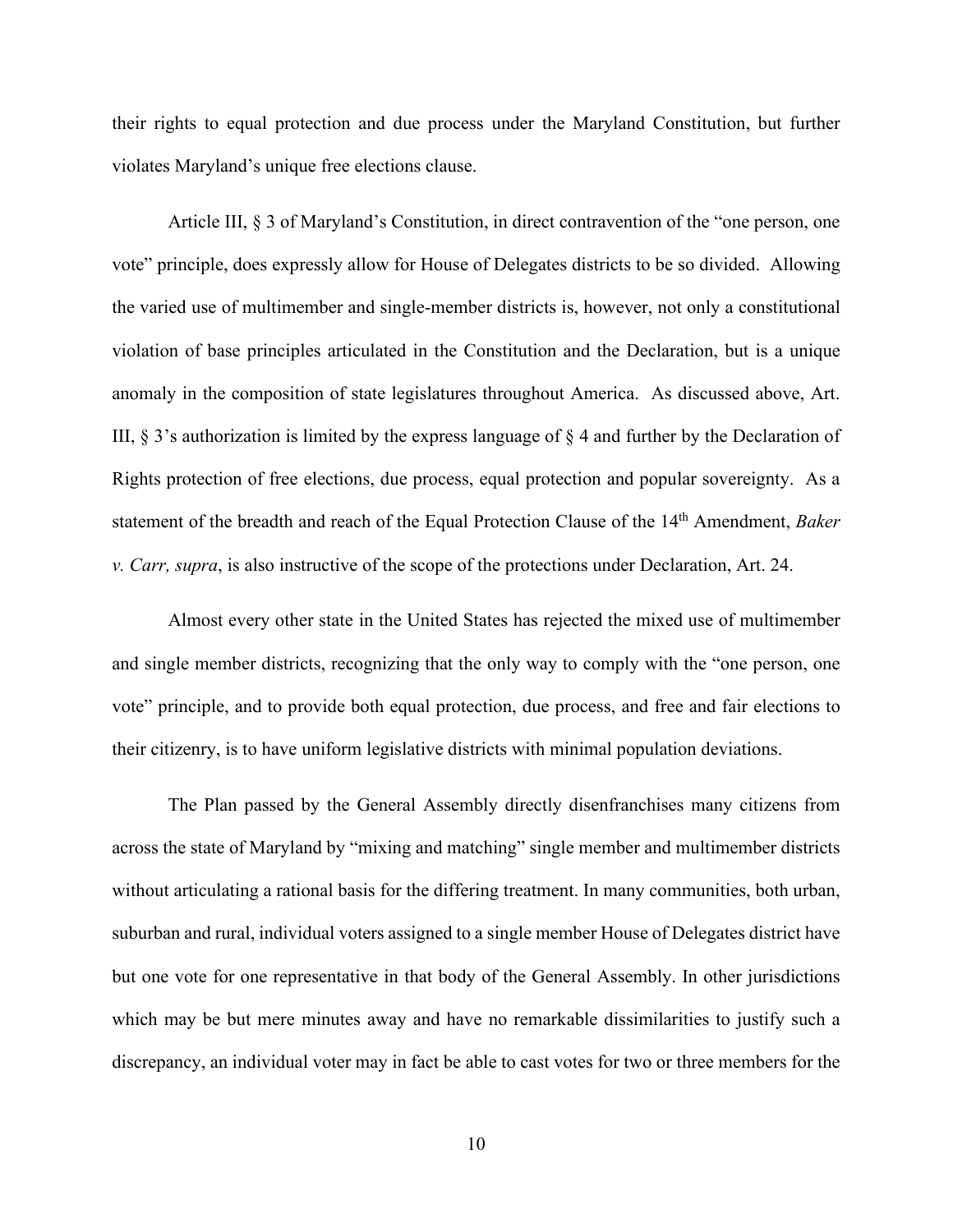their rights to equal protection and due process under the Maryland Constitution, but further violates Maryland's unique free elections clause.

Article III, § 3 of Maryland's Constitution, in direct contravention of the "one person, one vote" principle, does expressly allow for House of Delegates districts to be so divided. Allowing the varied use of multimember and single-member districts is, however, not only a constitutional violation of base principles articulated in the Constitution and the Declaration, but is a unique anomaly in the composition of state legislatures throughout America. As discussed above, Art. III, § 3's authorization is limited by the express language of § 4 and further by the Declaration of Rights protection of free elections, due process, equal protection and popular sovereignty. As a statement of the breadth and reach of the Equal Protection Clause of the 14th Amendment, *Baker v. Carr, supra*, is also instructive of the scope of the protections under Declaration, Art. 24.

Almost every other state in the United States has rejected the mixed use of multimember and single member districts, recognizing that the only way to comply with the "one person, one vote" principle, and to provide both equal protection, due process, and free and fair elections to their citizenry, is to have uniform legislative districts with minimal population deviations.

The Plan passed by the General Assembly directly disenfranchises many citizens from across the state of Maryland by "mixing and matching" single member and multimember districts without articulating a rational basis for the differing treatment. In many communities, both urban, suburban and rural, individual voters assigned to a single member House of Delegates district have but one vote for one representative in that body of the General Assembly. In other jurisdictions which may be but mere minutes away and have no remarkable dissimilarities to justify such a discrepancy, an individual voter may in fact be able to cast votes for two or three members for the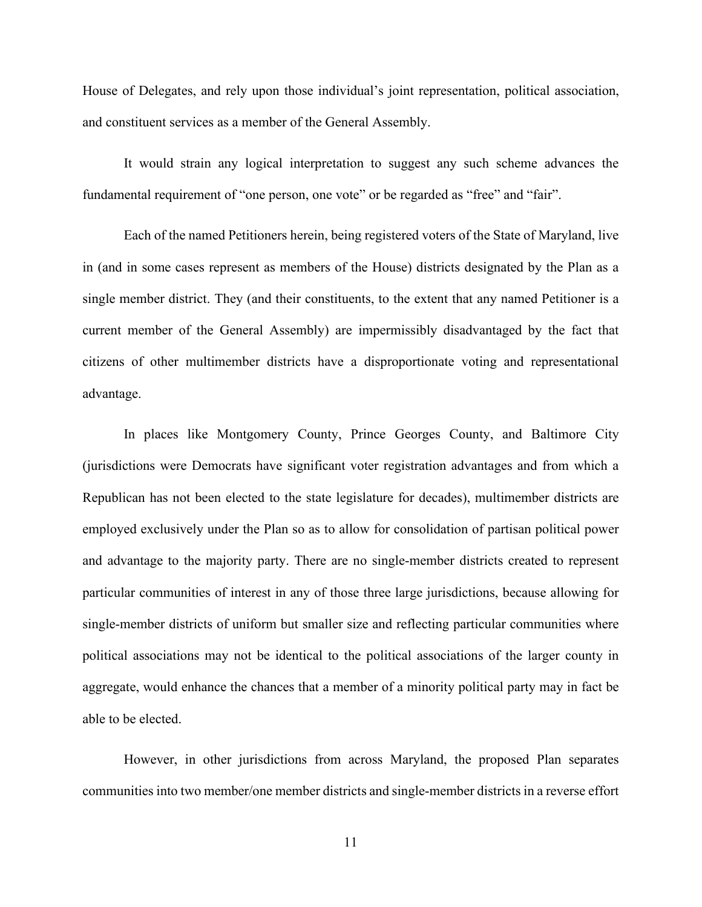House of Delegates, and rely upon those individual's joint representation, political association, and constituent services as a member of the General Assembly.

It would strain any logical interpretation to suggest any such scheme advances the fundamental requirement of "one person, one vote" or be regarded as "free" and "fair".

Each of the named Petitioners herein, being registered voters of the State of Maryland, live in (and in some cases represent as members of the House) districts designated by the Plan as a single member district. They (and their constituents, to the extent that any named Petitioner is a current member of the General Assembly) are impermissibly disadvantaged by the fact that citizens of other multimember districts have a disproportionate voting and representational advantage.

In places like Montgomery County, Prince Georges County, and Baltimore City (jurisdictions were Democrats have significant voter registration advantages and from which a Republican has not been elected to the state legislature for decades), multimember districts are employed exclusively under the Plan so as to allow for consolidation of partisan political power and advantage to the majority party. There are no single-member districts created to represent particular communities of interest in any of those three large jurisdictions, because allowing for single-member districts of uniform but smaller size and reflecting particular communities where political associations may not be identical to the political associations of the larger county in aggregate, would enhance the chances that a member of a minority political party may in fact be able to be elected.

However, in other jurisdictions from across Maryland, the proposed Plan separates communities into two member/one member districts and single-member districts in a reverse effort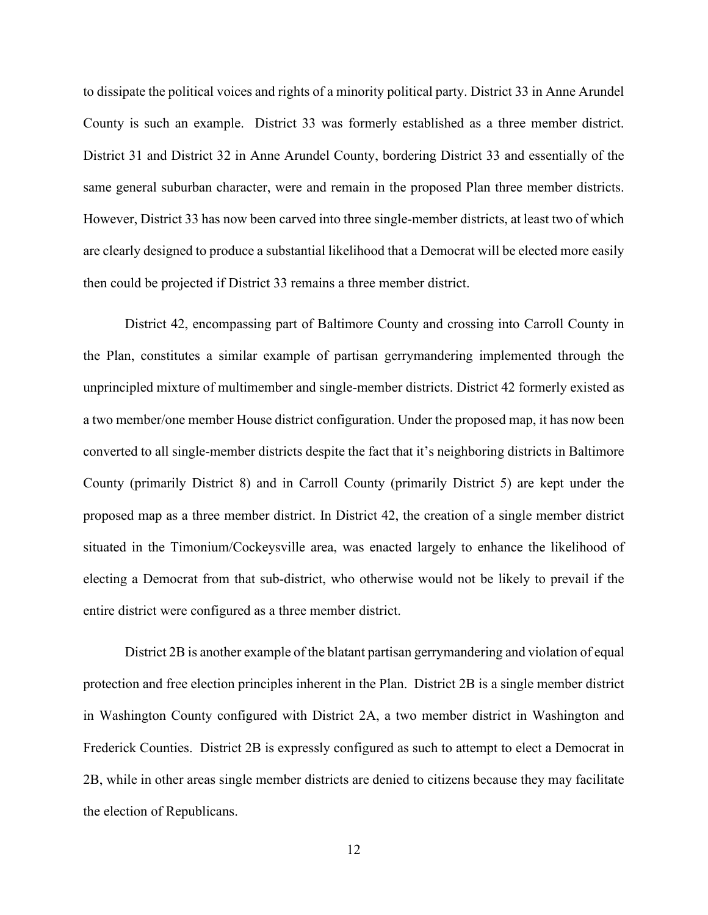to dissipate the political voices and rights of a minority political party. District 33 in Anne Arundel County is such an example. District 33 was formerly established as a three member district. District 31 and District 32 in Anne Arundel County, bordering District 33 and essentially of the same general suburban character, were and remain in the proposed Plan three member districts. However, District 33 has now been carved into three single-member districts, at least two of which are clearly designed to produce a substantial likelihood that a Democrat will be elected more easily then could be projected if District 33 remains a three member district.

District 42, encompassing part of Baltimore County and crossing into Carroll County in the Plan, constitutes a similar example of partisan gerrymandering implemented through the unprincipled mixture of multimember and single-member districts. District 42 formerly existed as a two member/one member House district configuration. Under the proposed map, it has now been converted to all single-member districts despite the fact that it's neighboring districts in Baltimore County (primarily District 8) and in Carroll County (primarily District 5) are kept under the proposed map as a three member district. In District 42, the creation of a single member district situated in the Timonium/Cockeysville area, was enacted largely to enhance the likelihood of electing a Democrat from that sub-district, who otherwise would not be likely to prevail if the entire district were configured as a three member district.

District 2B is another example of the blatant partisan gerrymandering and violation of equal protection and free election principles inherent in the Plan. District 2B is a single member district in Washington County configured with District 2A, a two member district in Washington and Frederick Counties. District 2B is expressly configured as such to attempt to elect a Democrat in 2B, while in other areas single member districts are denied to citizens because they may facilitate the election of Republicans.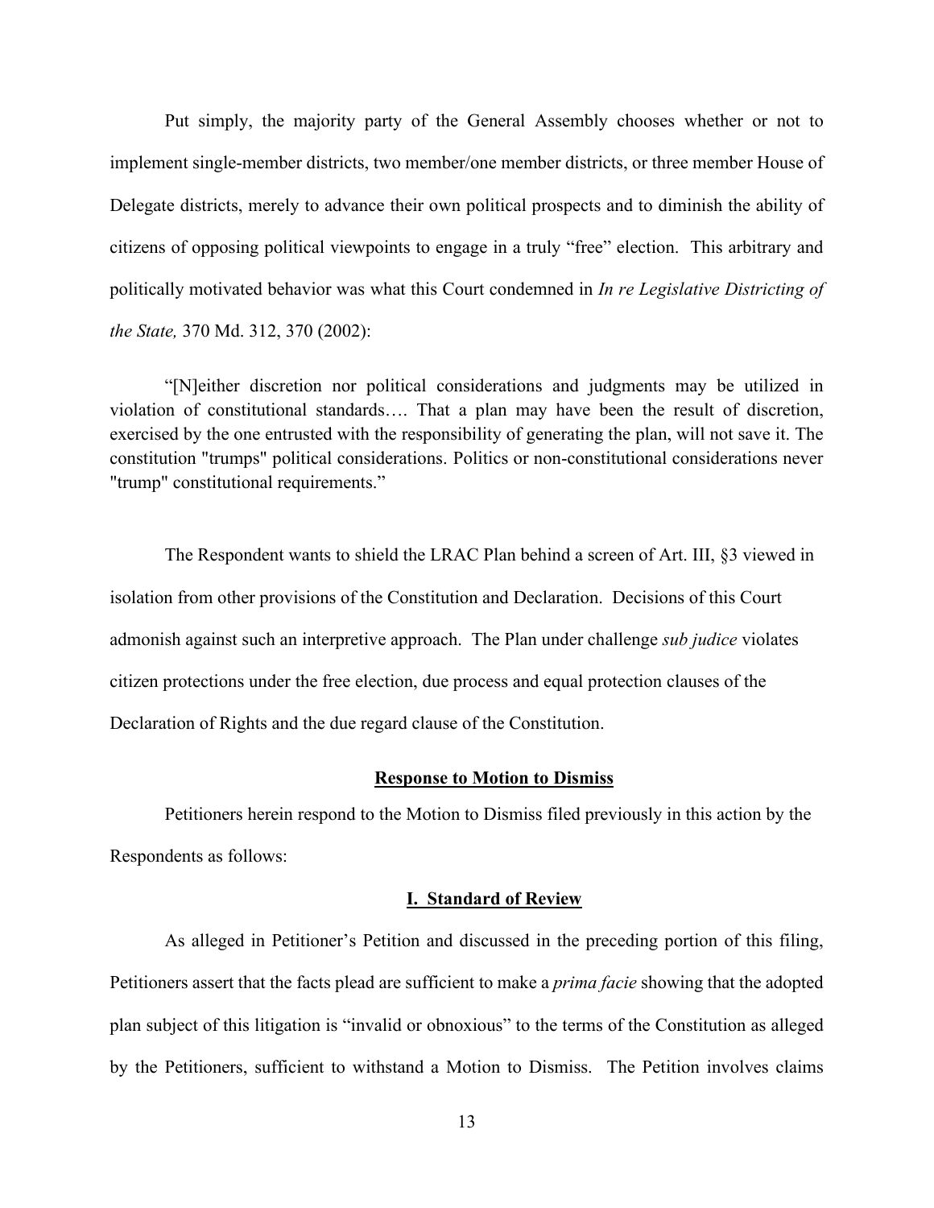Put simply, the majority party of the General Assembly chooses whether or not to implement single-member districts, two member/one member districts, or three member House of Delegate districts, merely to advance their own political prospects and to diminish the ability of citizens of opposing political viewpoints to engage in a truly "free" election. This arbitrary and politically motivated behavior was what this Court condemned in *In re Legislative Districting of the State,* 370 Md. 312, 370 (2002):

> "[N]either discretion nor political considerations and judgments may be utilized in violation of constitutional standards…. That a plan may have been the result of discretion, exercised by the one entrusted with the responsibility of generating the plan, will not save it. The constitution "trumps" political considerations. Politics or non-constitutional considerations never "trump" constitutional requirements."

The Respondent wants to shield the LRAC Plan behind a screen of Art. III, §3 viewed in isolation from other provisions of the Constitution and Declaration. Decisions of this Court admonish against such an interpretive approach. The Plan under challenge *sub judice* violates citizen protections under the free election, due process and equal protection clauses of the Declaration of Rights and the due regard clause of the Constitution.

## Response to Motion to Dismiss

Petitioners herein respond to the Motion to Dismiss filed previously in this action by the Respondents as follows:

### I. Standard of Review

As alleged in Petitioner's Petition and discussed in the preceding portion of this filing, Petitioners assert that the facts plead are sufficient to make a *prima facie* showing that the adopted plan subject of this litigation is "invalid or obnoxious" to the terms of the Constitution as alleged by the Petitioners, sufficient to withstand a Motion to Dismiss. The Petition involves claims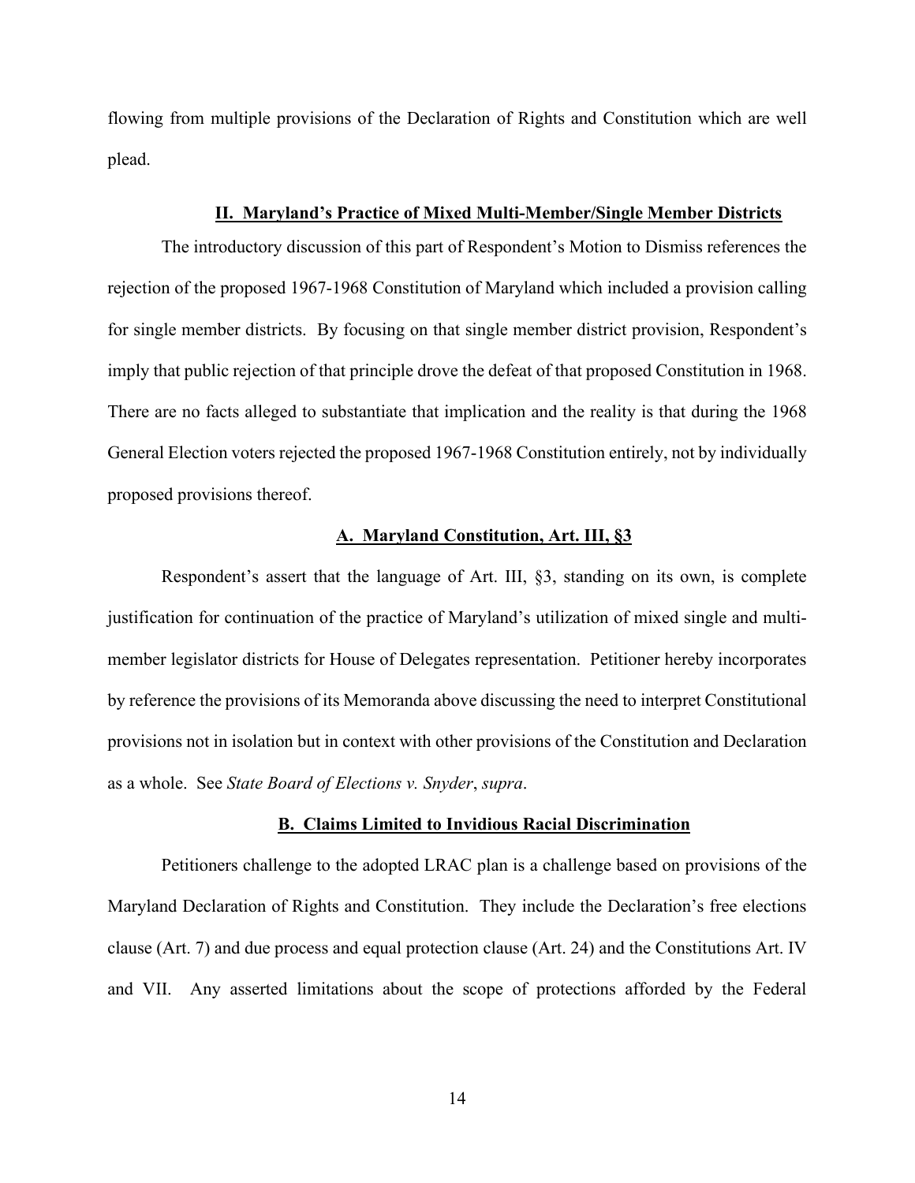flowing from multiple provisions of the Declaration of Rights and Constitution which are well plead.

## II. Maryland's Practice of Mixed Multi-Member/Single Member Districts

The introductory discussion of this part of Respondent's Motion to Dismiss references the rejection of the proposed 1967-1968 Constitution of Maryland which included a provision calling for single member districts. By focusing on that single member district provision, Respondent's imply that public rejection of that principle drove the defeat of that proposed Constitution in 1968. There are no facts alleged to substantiate that implication and the reality is that during the 1968 General Election voters rejected the proposed 1967-1968 Constitution entirely, not by individually proposed provisions thereof.

### A. Maryland Constitution, Art. III, §3

Respondent's assert that the language of Art. III, §3, standing on its own, is complete justification for continuation of the practice of Maryland's utilization of mixed single and multi-member legislator districts for House of Delegates representation. Petitioner hereby incorporates by reference the provisions of its Memoranda above discussing the need to interpret Constitutional provisions not in isolation but in context with other provisions of the Constitution and Declaration as a whole. See *State Board of Elections v. Snyder*, *supra*.

### B. Claims Limited to Invidious Racial Discrimination

Petitioners challenge to the adopted LRAC plan is a challenge based on provisions of the Maryland Declaration of Rights and Constitution. They include the Declaration's free elections clause (Art. 7) and due process and equal protection clause (Art. 24) and the Constitutions Art. IV and VII. Any asserted limitations about the scope of protections afforded by the Federal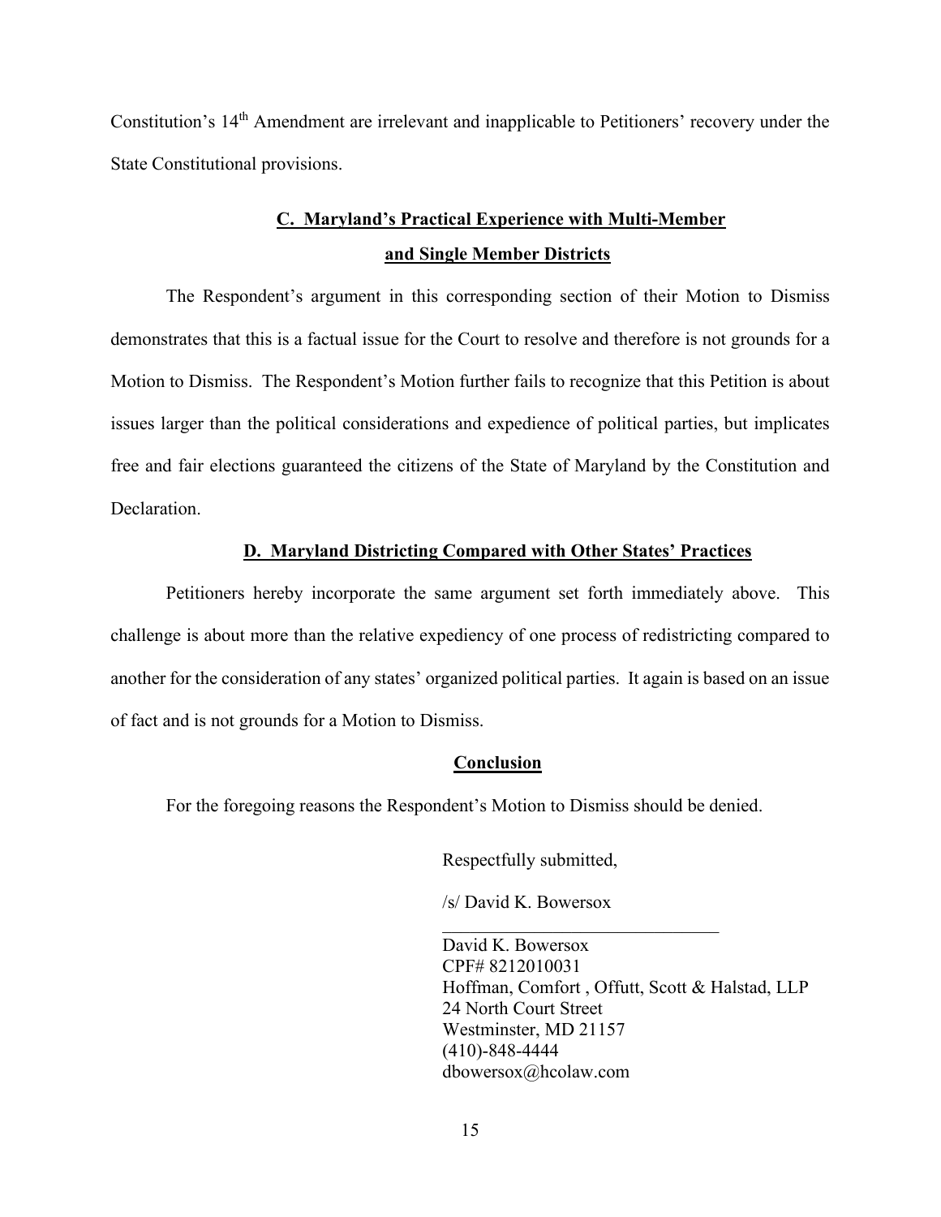Constitution's 14th Amendment are irrelevant and inapplicable to Petitioners' recovery under the State Constitutional provisions.

## C. Maryland's Practical Experience with Multi-Member and Single Member Districts

The Respondent's argument in this corresponding section of their Motion to Dismiss demonstrates that this is a factual issue for the Court to resolve and therefore is not grounds for a Motion to Dismiss. The Respondent's Motion further fails to recognize that this Petition is about issues larger than the political considerations and expedience of political parties, but implicates free and fair elections guaranteed the citizens of the State of Maryland by the Constitution and Declaration.

## D. Maryland Districting Compared with Other States' Practices

Petitioners hereby incorporate the same argument set forth immediately above. This challenge is about more than the relative expediency of one process of redistricting compared to another for the consideration of any states' organized political parties. It again is based on an issue of fact and is not grounds for a Motion to Dismiss.

## Conclusion

For the foregoing reasons the Respondent's Motion to Dismiss should be denied.

Respectfully submitted,

/s/ David K. Bowersox

_______________________________

David K. Bowersox
CPF# 8212010031
Hoffman, Comfort , Offutt, Scott & Halstad, LLP
24 North Court Street
Westminster, MD 21157
(410)-848-4444
dbowersox@hcolaw.com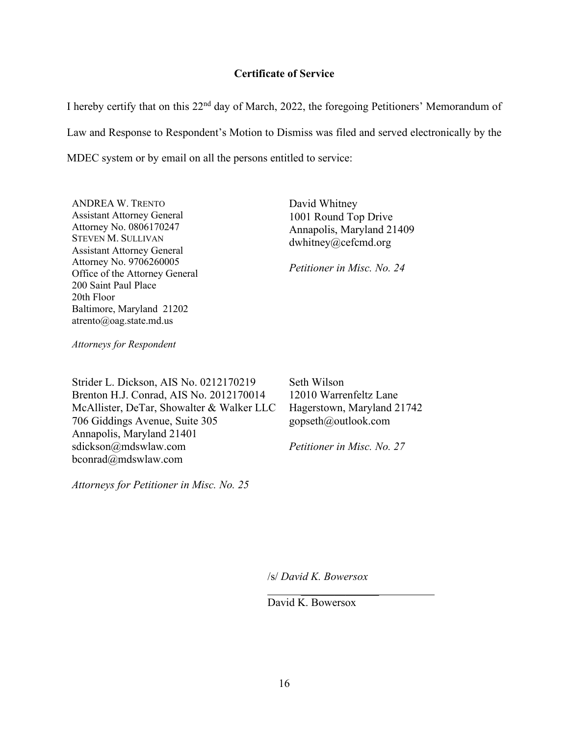**Certificate of Service**

I hereby certify that on this 22nd day of March, 2022, the foregoing Petitioners' Memorandum of Law and Response to Respondent's Motion to Dismiss was filed and served electronically by the MDEC system or by email on all the persons entitled to service:

ANDREA W. TRENTO
Assistant Attorney General
Attorney No. 0806170247
STEVEN M. SULLIVAN
Assistant Attorney General
Attorney No. 9706260005
Office of the Attorney General
200 Saint Paul Place
20th Floor
Baltimore, Maryland 21202
atrento@oag.state.md.us

*Attorneys for Respondent*

David Whitney
1001 Round Top Drive
Annapolis, Maryland 21409
dwhitney@cefcmd.org

*Petitioner in Misc. No. 24*

Strider L. Dickson, AIS No. 0212170219
Brenton H.J. Conrad, AIS No. 2012170014
McAllister, DeTar, Showalter & Walker LLC
706 Giddings Avenue, Suite 305
Annapolis, Maryland 21401
sdickson@mdswlaw.com
bconrad@mdswlaw.com

*Attorneys for Petitioner in Misc. No. 25*

Seth Wilson
12010 Warrenfeltz Lane
Hagerstown, Maryland 21742
gopseth@outlook.com

*Petitioner in Misc. No. 27*

/s/ *David K. Bowersox*

David K. Bowersox